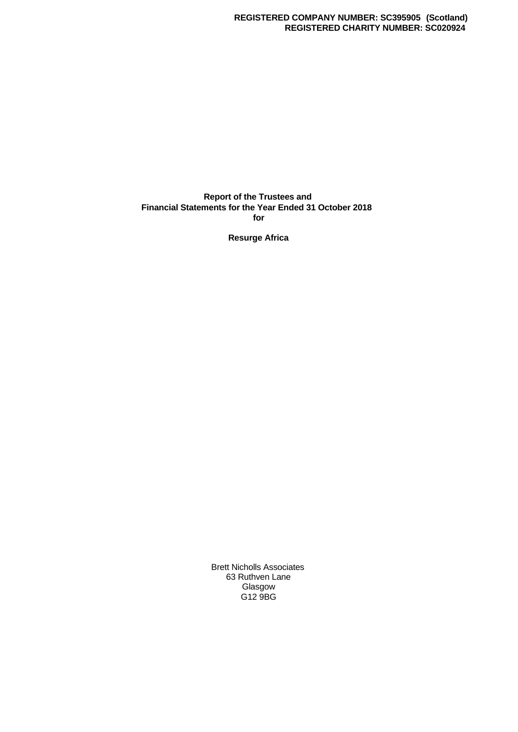**REGISTERED COMPANY NUMBER: SC395905 (Scotland)**
**REGISTERED CHARITY NUMBER: SC020924**

# Report of the Trustees and Financial Statements for the Year Ended 31 October 2018 for

# Resurge Africa

Brett Nicholls Associates
63 Ruthven Lane
Glasgow
G12 9BG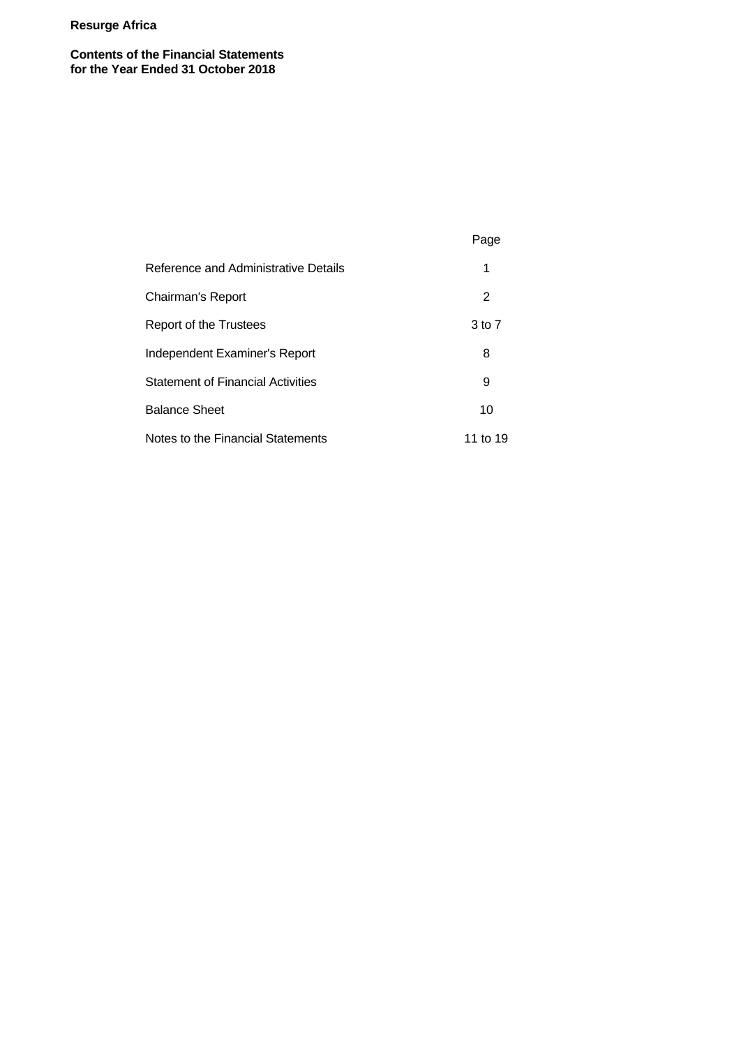**Resurge Africa**

**Contents of the Financial Statements for the Year Ended 31 October 2018**

| | Page |
|---|---|
| Reference and Administrative Details | 1 |
| Chairman's Report | 2 |
| Report of the Trustees | 3 to 7 |
| Independent Examiner's Report | 8 |
| Statement of Financial Activities | 9 |
| Balance Sheet | 10 |
| Notes to the Financial Statements | 11 to 19 |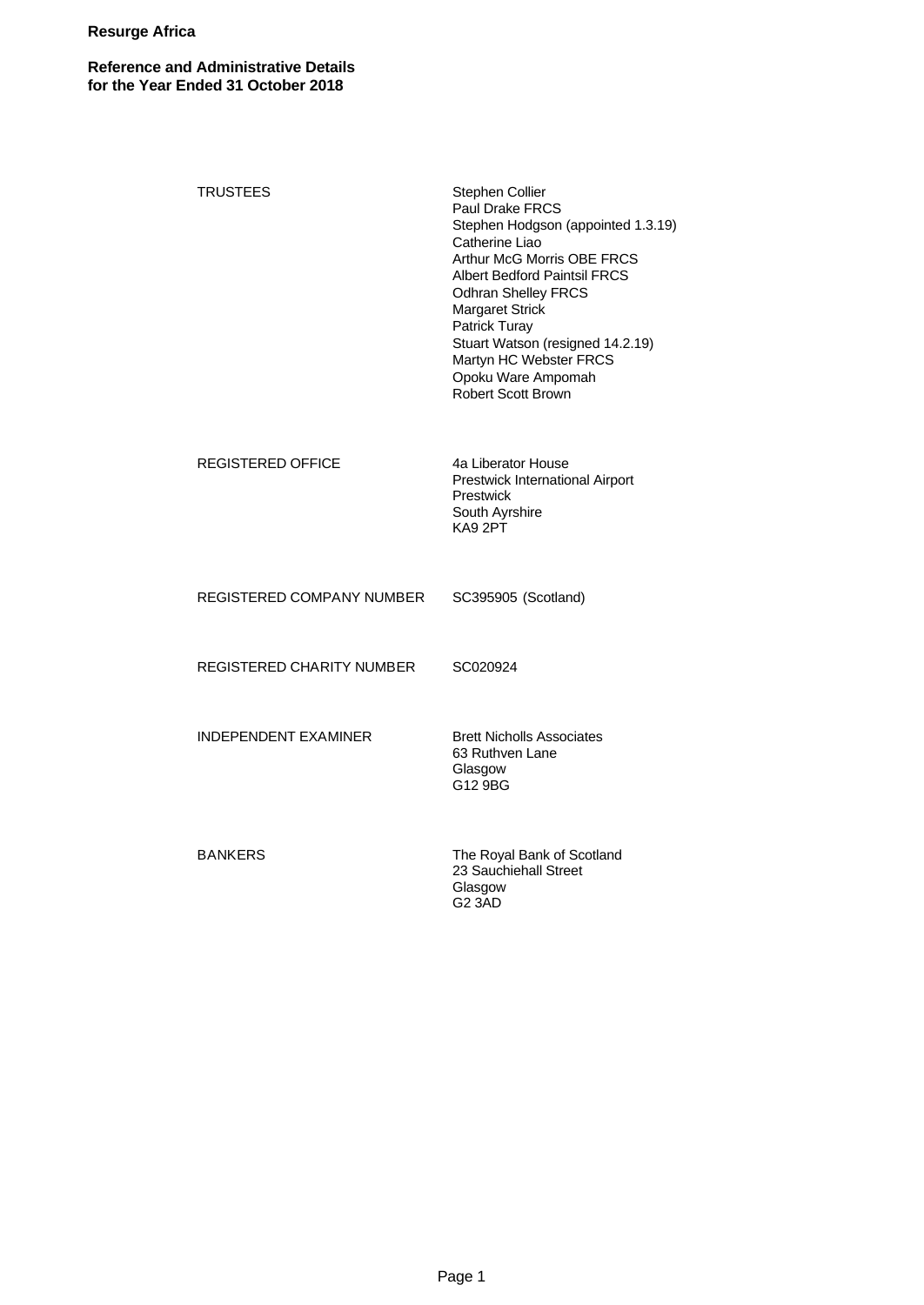**Resurge Africa**

**Reference and Administrative Details**
**for the Year Ended 31 October 2018**

| | |
|---|---|
| TRUSTEES | Stephen Collier<br>Paul Drake FRCS<br>Stephen Hodgson (appointed 1.3.19)<br>Catherine Liao<br>Arthur McG Morris OBE FRCS<br>Albert Bedford Paintsil FRCS<br>Odhran Shelley FRCS<br>Margaret Strick<br>Patrick Turay<br>Stuart Watson (resigned 14.2.19)<br>Martyn HC Webster FRCS<br>Opoku Ware Ampomah<br>Robert Scott Brown |
| REGISTERED OFFICE | 4a Liberator House<br>Prestwick International Airport<br>Prestwick<br>South Ayrshire<br>KA9 2PT |
| REGISTERED COMPANY NUMBER | SC395905 (Scotland) |
| REGISTERED CHARITY NUMBER | SC020924 |
| INDEPENDENT EXAMINER | Brett Nicholls Associates<br>63 Ruthven Lane<br>Glasgow<br>G12 9BG |
| BANKERS | The Royal Bank of Scotland<br>23 Sauchiehall Street<br>Glasgow<br>G2 3AD |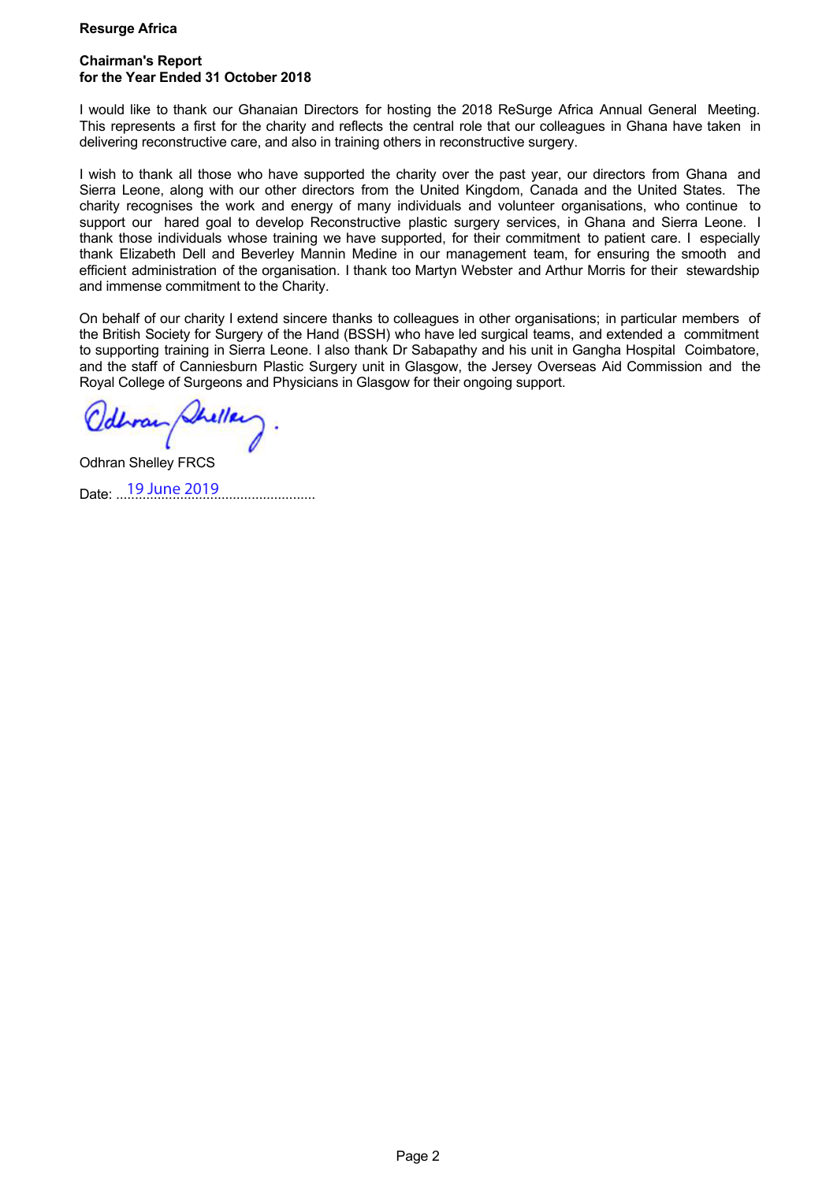**Resurge Africa**

**Chairman's Report**
**for the Year Ended 31 October 2018**

I would like to thank our Ghanaian Directors for hosting the 2018 ReSurge Africa Annual General Meeting. This represents a first for the charity and reflects the central role that our colleagues in Ghana have taken in delivering reconstructive care, and also in training others in reconstructive surgery.

I wish to thank all those who have supported the charity over the past year, our directors from Ghana and Sierra Leone, along with our other directors from the United Kingdom, Canada and the United States. The charity recognises the work and energy of many individuals and volunteer organisations, who continue to support our hared goal to develop Reconstructive plastic surgery services, in Ghana and Sierra Leone. I thank those individuals whose training we have supported, for their commitment to patient care. I especially thank Elizabeth Dell and Beverley Mannin Medine in our management team, for ensuring the smooth and efficient administration of the organisation. I thank too Martyn Webster and Arthur Morris for their stewardship and immense commitment to the Charity.

On behalf of our charity I extend sincere thanks to colleagues in other organisations; in particular members of the British Society for Surgery of the Hand (BSSH) who have led surgical teams, and extended a commitment to supporting training in Sierra Leone. I also thank Dr Sabapathy and his unit in Gangha Hospital Coimbatore, and the staff of Canniesburn Plastic Surgery unit in Glasgow, the Jersey Overseas Aid Commission and the Royal College of Surgeons and Physicians in Glasgow for their ongoing support.

Odhran Shelley FRCS

Date: 19 June 2019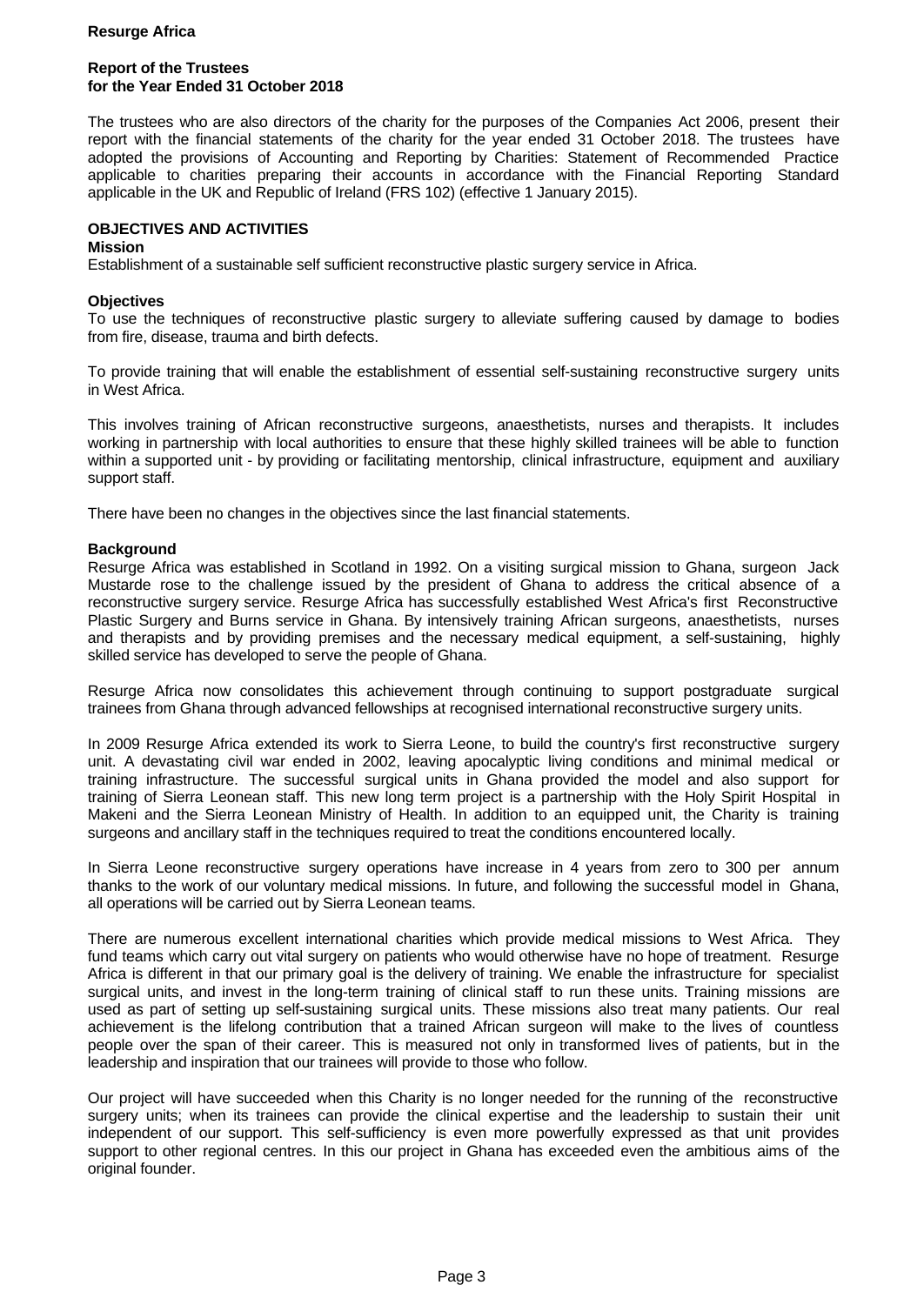**Resurge Africa**

**Report of the Trustees for the Year Ended 31 October 2018**

The trustees who are also directors of the charity for the purposes of the Companies Act 2006, present their report with the financial statements of the charity for the year ended 31 October 2018. The trustees have adopted the provisions of Accounting and Reporting by Charities: Statement of Recommended Practice applicable to charities preparing their accounts in accordance with the Financial Reporting Standard applicable in the UK and Republic of Ireland (FRS 102) (effective 1 January 2015).

## OBJECTIVES AND ACTIVITIES

### Mission

Establishment of a sustainable self sufficient reconstructive plastic surgery service in Africa.

### Objectives

To use the techniques of reconstructive plastic surgery to alleviate suffering caused by damage to bodies from fire, disease, trauma and birth defects.

To provide training that will enable the establishment of essential self-sustaining reconstructive surgery units in West Africa.

This involves training of African reconstructive surgeons, anaesthetists, nurses and therapists. It includes working in partnership with local authorities to ensure that these highly skilled trainees will be able to function within a supported unit - by providing or facilitating mentorship, clinical infrastructure, equipment and auxiliary support staff.

There have been no changes in the objectives since the last financial statements.

### Background

Resurge Africa was established in Scotland in 1992. On a visiting surgical mission to Ghana, surgeon Jack Mustarde rose to the challenge issued by the president of Ghana to address the critical absence of a reconstructive surgery service. Resurge Africa has successfully established West Africa's first Reconstructive Plastic Surgery and Burns service in Ghana. By intensively training African surgeons, anaesthetists, nurses and therapists and by providing premises and the necessary medical equipment, a self-sustaining, highly skilled service has developed to serve the people of Ghana.

Resurge Africa now consolidates this achievement through continuing to support postgraduate surgical trainees from Ghana through advanced fellowships at recognised international reconstructive surgery units.

In 2009 Resurge Africa extended its work to Sierra Leone, to build the country's first reconstructive surgery unit. A devastating civil war ended in 2002, leaving apocalyptic living conditions and minimal medical or training infrastructure. The successful surgical units in Ghana provided the model and also support for training of Sierra Leonean staff. This new long term project is a partnership with the Holy Spirit Hospital in Makeni and the Sierra Leonean Ministry of Health. In addition to an equipped unit, the Charity is training surgeons and ancillary staff in the techniques required to treat the conditions encountered locally.

In Sierra Leone reconstructive surgery operations have increase in 4 years from zero to 300 per annum thanks to the work of our voluntary medical missions. In future, and following the successful model in Ghana, all operations will be carried out by Sierra Leonean teams.

There are numerous excellent international charities which provide medical missions to West Africa. They fund teams which carry out vital surgery on patients who would otherwise have no hope of treatment. Resurge Africa is different in that our primary goal is the delivery of training. We enable the infrastructure for specialist surgical units, and invest in the long-term training of clinical staff to run these units. Training missions are used as part of setting up self-sustaining surgical units. These missions also treat many patients. Our real achievement is the lifelong contribution that a trained African surgeon will make to the lives of countless people over the span of their career. This is measured not only in transformed lives of patients, but in the leadership and inspiration that our trainees will provide to those who follow.

Our project will have succeeded when this Charity is no longer needed for the running of the reconstructive surgery units; when its trainees can provide the clinical expertise and the leadership to sustain their unit independent of our support. This self-sufficiency is even more powerfully expressed as that unit provides support to other regional centres. In this our project in Ghana has exceeded even the ambitious aims of the original founder.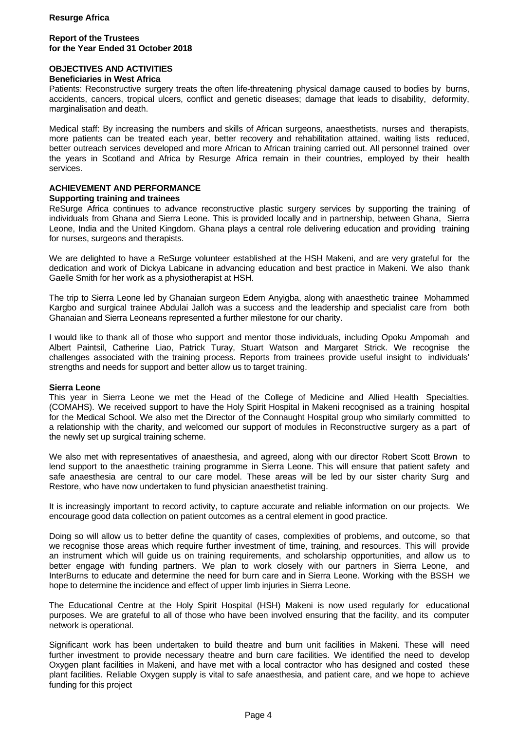**Resurge Africa**

**Report of the Trustees**
**for the Year Ended 31 October 2018**

## OBJECTIVES AND ACTIVITIES

### Beneficiaries in West Africa

Patients: Reconstructive surgery treats the often life-threatening physical damage caused to bodies by burns, accidents, cancers, tropical ulcers, conflict and genetic diseases; damage that leads to disability, deformity, marginalisation and death.

Medical staff: By increasing the numbers and skills of African surgeons, anaesthetists, nurses and therapists, more patients can be treated each year, better recovery and rehabilitation attained, waiting lists reduced, better outreach services developed and more African to African training carried out. All personnel trained over the years in Scotland and Africa by Resurge Africa remain in their countries, employed by their health services.

## ACHIEVEMENT AND PERFORMANCE

### Supporting training and trainees

ReSurge Africa continues to advance reconstructive plastic surgery services by supporting the training of individuals from Ghana and Sierra Leone. This is provided locally and in partnership, between Ghana, Sierra Leone, India and the United Kingdom. Ghana plays a central role delivering education and providing training for nurses, surgeons and therapists.

We are delighted to have a ReSurge volunteer established at the HSH Makeni, and are very grateful for the dedication and work of Dickya Labicane in advancing education and best practice in Makeni. We also thank Gaelle Smith for her work as a physiotherapist at HSH.

The trip to Sierra Leone led by Ghanaian surgeon Edem Anyigba, along with anaesthetic trainee Mohammed Kargbo and surgical trainee Abdulai Jalloh was a success and the leadership and specialist care from both Ghanaian and Sierra Leoneans represented a further milestone for our charity.

I would like to thank all of those who support and mentor those individuals, including Opoku Ampomah and Albert Paintsil, Catherine Liao, Patrick Turay, Stuart Watson and Margaret Strick. We recognise the challenges associated with the training process. Reports from trainees provide useful insight to individuals' strengths and needs for support and better allow us to target training.

### Sierra Leone

This year in Sierra Leone we met the Head of the College of Medicine and Allied Health Specialties. (COMAHS). We received support to have the Holy Spirit Hospital in Makeni recognised as a training hospital for the Medical School. We also met the Director of the Connaught Hospital group who similarly committed to a relationship with the charity, and welcomed our support of modules in Reconstructive surgery as a part of the newly set up surgical training scheme.

We also met with representatives of anaesthesia, and agreed, along with our director Robert Scott Brown to lend support to the anaesthetic training programme in Sierra Leone. This will ensure that patient safety and safe anaesthesia are central to our care model. These areas will be led by our sister charity Surg and Restore, who have now undertaken to fund physician anaesthetist training.

It is increasingly important to record activity, to capture accurate and reliable information on our projects. We encourage good data collection on patient outcomes as a central element in good practice.

Doing so will allow us to better define the quantity of cases, complexities of problems, and outcome, so that we recognise those areas which require further investment of time, training, and resources. This will provide an instrument which will guide us on training requirements, and scholarship opportunities, and allow us to better engage with funding partners. We plan to work closely with our partners in Sierra Leone, and InterBurns to educate and determine the need for burn care and in Sierra Leone. Working with the BSSH we hope to determine the incidence and effect of upper limb injuries in Sierra Leone.

The Educational Centre at the Holy Spirit Hospital (HSH) Makeni is now used regularly for educational purposes. We are grateful to all of those who have been involved ensuring that the facility, and its computer network is operational.

Significant work has been undertaken to build theatre and burn unit facilities in Makeni. These will need further investment to provide necessary theatre and burn care facilities. We identified the need to develop Oxygen plant facilities in Makeni, and have met with a local contractor who has designed and costed these plant facilities. Reliable Oxygen supply is vital to safe anaesthesia, and patient care, and we hope to achieve funding for this project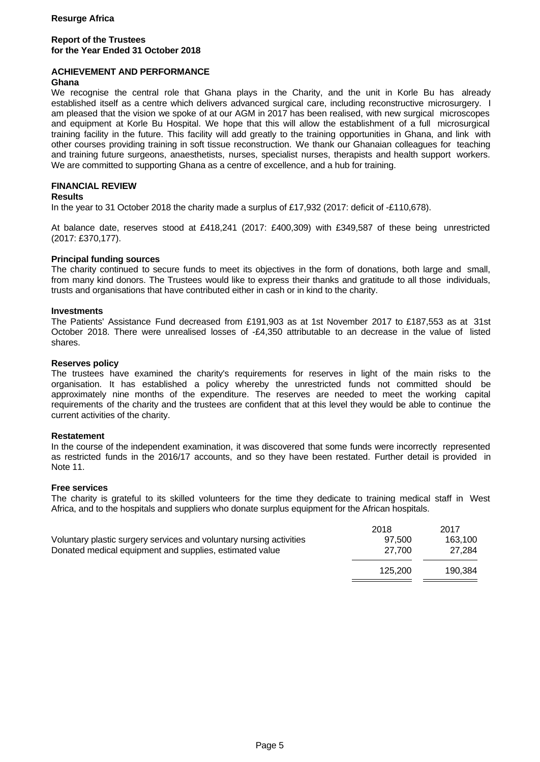**Resurge Africa**

**Report of the Trustees**
**for the Year Ended 31 October 2018**

## ACHIEVEMENT AND PERFORMANCE

### Ghana

We recognise the central role that Ghana plays in the Charity, and the unit in Korle Bu has already established itself as a centre which delivers advanced surgical care, including reconstructive microsurgery. I am pleased that the vision we spoke of at our AGM in 2017 has been realised, with new surgical microscopes and equipment at Korle Bu Hospital. We hope that this will allow the establishment of a full microsurgical training facility in the future. This facility will add greatly to the training opportunities in Ghana, and link with other courses providing training in soft tissue reconstruction. We thank our Ghanaian colleagues for teaching and training future surgeons, anaesthetists, nurses, specialist nurses, therapists and health support workers. We are committed to supporting Ghana as a centre of excellence, and a hub for training.

## FINANCIAL REVIEW

### Results

In the year to 31 October 2018 the charity made a surplus of £17,932 (2017: deficit of -£110,678).

At balance date, reserves stood at £418,241 (2017: £400,309) with £349,587 of these being unrestricted (2017: £370,177).

### Principal funding sources

The charity continued to secure funds to meet its objectives in the form of donations, both large and small, from many kind donors. The Trustees would like to express their thanks and gratitude to all those individuals, trusts and organisations that have contributed either in cash or in kind to the charity.

### Investments

The Patients' Assistance Fund decreased from £191,903 as at 1st November 2017 to £187,553 as at 31st October 2018. There were unrealised losses of -£4,350 attributable to an decrease in the value of listed shares.

### Reserves policy

The trustees have examined the charity's requirements for reserves in light of the main risks to the organisation. It has established a policy whereby the unrestricted funds not committed should be approximately nine months of the expenditure. The reserves are needed to meet the working capital requirements of the charity and the trustees are confident that at this level they would be able to continue the current activities of the charity.

### Restatement

In the course of the independent examination, it was discovered that some funds were incorrectly represented as restricted funds in the 2016/17 accounts, and so they have been restated. Further detail is provided in Note 11.

### Free services

The charity is grateful to its skilled volunteers for the time they dedicate to training medical staff in West Africa, and to the hospitals and suppliers who donate surplus equipment for the African hospitals.

| | 2018 | 2017 |
|---|---|---|
| Voluntary plastic surgery services and voluntary nursing activities | 97,500 | 163,100 |
| Donated medical equipment and supplies, estimated value | 27,700 | 27,284 |
| | 125,200 | 190,384 |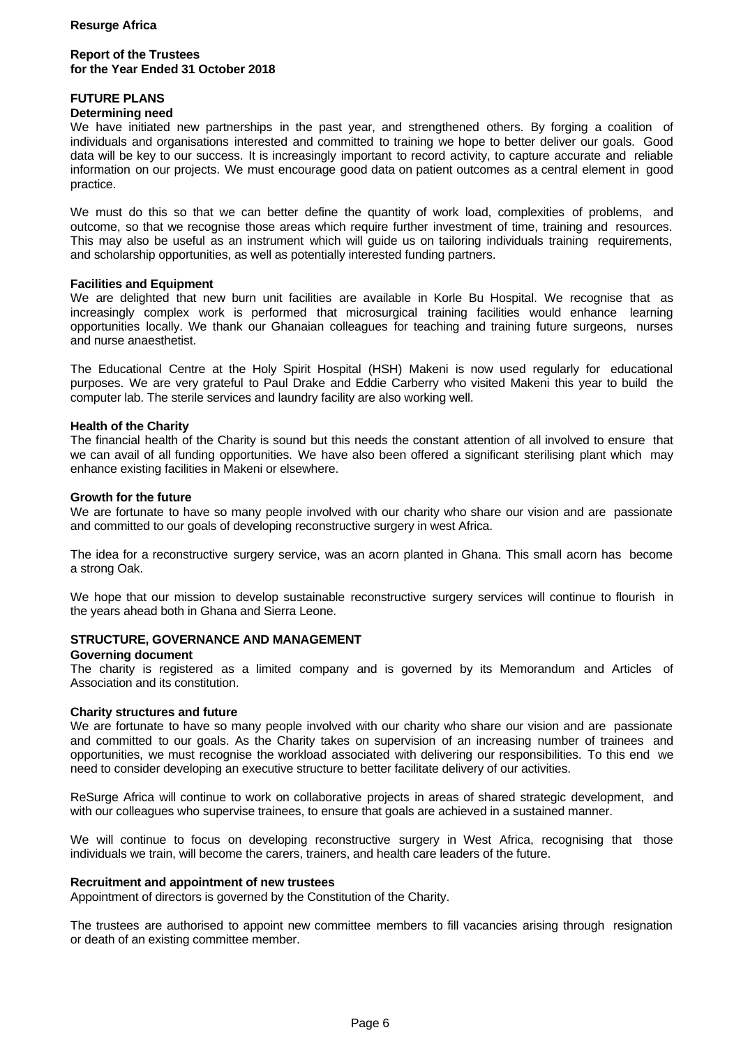## FUTURE PLANS

### Determining need

We have initiated new partnerships in the past year, and strengthened others. By forging a coalition of individuals and organisations interested and committed to training we hope to better deliver our goals. Good data will be key to our success. It is increasingly important to record activity, to capture accurate and reliable information on our projects. We must encourage good data on patient outcomes as a central element in good practice.

We must do this so that we can better define the quantity of work load, complexities of problems, and outcome, so that we recognise those areas which require further investment of time, training and resources. This may also be useful as an instrument which will guide us on tailoring individuals training requirements, and scholarship opportunities, as well as potentially interested funding partners.

### Facilities and Equipment

We are delighted that new burn unit facilities are available in Korle Bu Hospital. We recognise that as increasingly complex work is performed that microsurgical training facilities would enhance learning opportunities locally. We thank our Ghanaian colleagues for teaching and training future surgeons, nurses and nurse anaesthetist.

The Educational Centre at the Holy Spirit Hospital (HSH) Makeni is now used regularly for educational purposes. We are very grateful to Paul Drake and Eddie Carberry who visited Makeni this year to build the computer lab. The sterile services and laundry facility are also working well.

### Health of the Charity

The financial health of the Charity is sound but this needs the constant attention of all involved to ensure that we can avail of all funding opportunities. We have also been offered a significant sterilising plant which may enhance existing facilities in Makeni or elsewhere.

### Growth for the future

We are fortunate to have so many people involved with our charity who share our vision and are passionate and committed to our goals of developing reconstructive surgery in west Africa.

The idea for a reconstructive surgery service, was an acorn planted in Ghana. This small acorn has become a strong Oak.

We hope that our mission to develop sustainable reconstructive surgery services will continue to flourish in the years ahead both in Ghana and Sierra Leone.

## STRUCTURE, GOVERNANCE AND MANAGEMENT

### Governing document

The charity is registered as a limited company and is governed by its Memorandum and Articles of Association and its constitution.

### Charity structures and future

We are fortunate to have so many people involved with our charity who share our vision and are passionate and committed to our goals. As the Charity takes on supervision of an increasing number of trainees and opportunities, we must recognise the workload associated with delivering our responsibilities. To this end we need to consider developing an executive structure to better facilitate delivery of our activities.

ReSurge Africa will continue to work on collaborative projects in areas of shared strategic development, and with our colleagues who supervise trainees, to ensure that goals are achieved in a sustained manner.

We will continue to focus on developing reconstructive surgery in West Africa, recognising that those individuals we train, will become the carers, trainers, and health care leaders of the future.

### Recruitment and appointment of new trustees

Appointment of directors is governed by the Constitution of the Charity.

The trustees are authorised to appoint new committee members to fill vacancies arising through resignation or death of an existing committee member.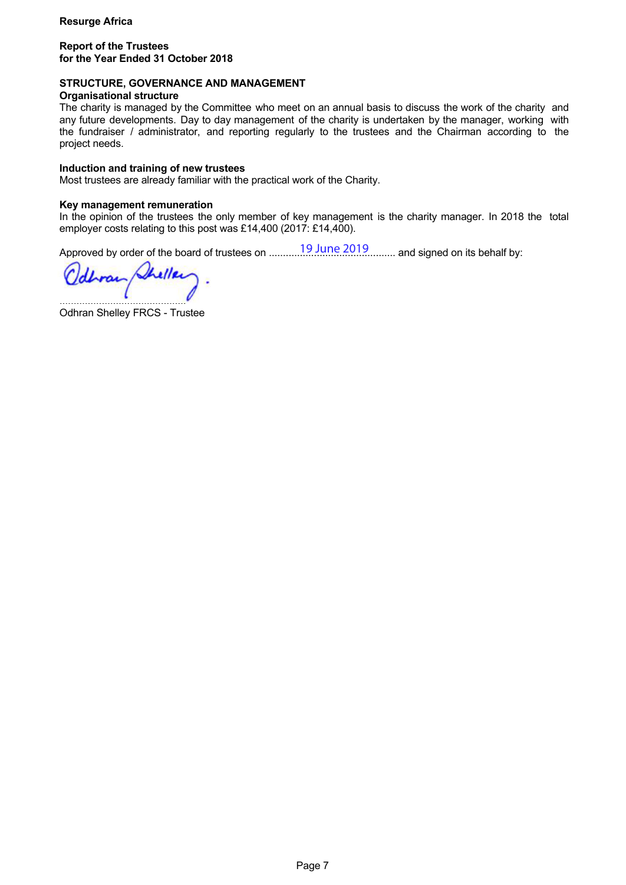**Resurge Africa**

**Report of the Trustees**
**for the Year Ended 31 October 2018**

## STRUCTURE, GOVERNANCE AND MANAGEMENT

### Organisational structure

The charity is managed by the Committee who meet on an annual basis to discuss the work of the charity and any future developments. Day to day management of the charity is undertaken by the manager, working with the fundraiser / administrator, and reporting regularly to the trustees and the Chairman according to the project needs.

### Induction and training of new trustees

Most trustees are already familiar with the practical work of the Charity.

### Key management remuneration

In the opinion of the trustees the only member of key management is the charity manager. In 2018 the total employer costs relating to this post was £14,400 (2017: £14,400).

Approved by order of the board of trustees on 19 June 2019 and signed on its behalf by:

.............................................
Odhran Shelley FRCS - Trustee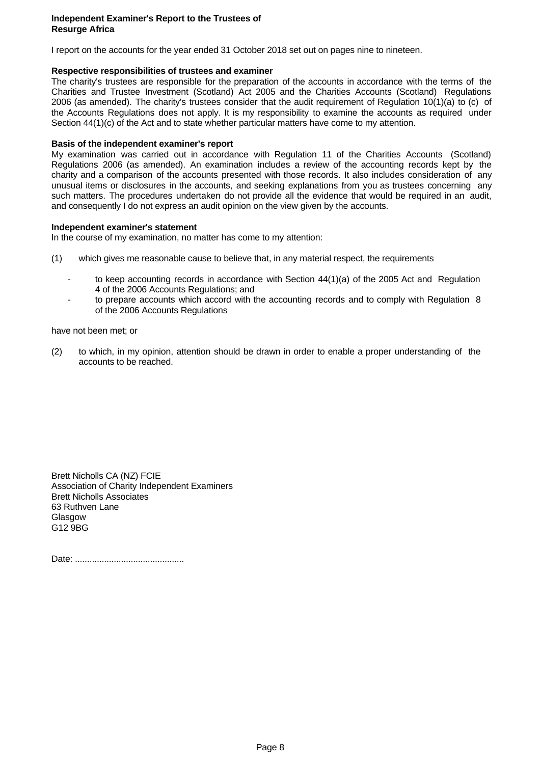**Independent Examiner's Report to the Trustees of**
**Resurge Africa**

I report on the accounts for the year ended 31 October 2018 set out on pages nine to nineteen.

**Respective responsibilities of trustees and examiner**

The charity's trustees are responsible for the preparation of the accounts in accordance with the terms of the Charities and Trustee Investment (Scotland) Act 2005 and the Charities Accounts (Scotland) Regulations 2006 (as amended). The charity's trustees consider that the audit requirement of Regulation 10(1)(a) to (c) of the Accounts Regulations does not apply. It is my responsibility to examine the accounts as required under Section 44(1)(c) of the Act and to state whether particular matters have come to my attention.

**Basis of the independent examiner's report**

My examination was carried out in accordance with Regulation 11 of the Charities Accounts (Scotland) Regulations 2006 (as amended). An examination includes a review of the accounting records kept by the charity and a comparison of the accounts presented with those records. It also includes consideration of any unusual items or disclosures in the accounts, and seeking explanations from you as trustees concerning any such matters. The procedures undertaken do not provide all the evidence that would be required in an audit, and consequently I do not express an audit opinion on the view given by the accounts.

**Independent examiner's statement**

In the course of my examination, no matter has come to my attention:

(1) which gives me reasonable cause to believe that, in any material respect, the requirements

- to keep accounting records in accordance with Section 44(1)(a) of the 2005 Act and Regulation 4 of the 2006 Accounts Regulations; and
- to prepare accounts which accord with the accounting records and to comply with Regulation 8 of the 2006 Accounts Regulations

have not been met; or

(2) to which, in my opinion, attention should be drawn in order to enable a proper understanding of the accounts to be reached.

Brett Nicholls CA (NZ) FCIE
Association of Charity Independent Examiners
Brett Nicholls Associates
63 Ruthven Lane
Glasgow
G12 9BG

Date: .............................................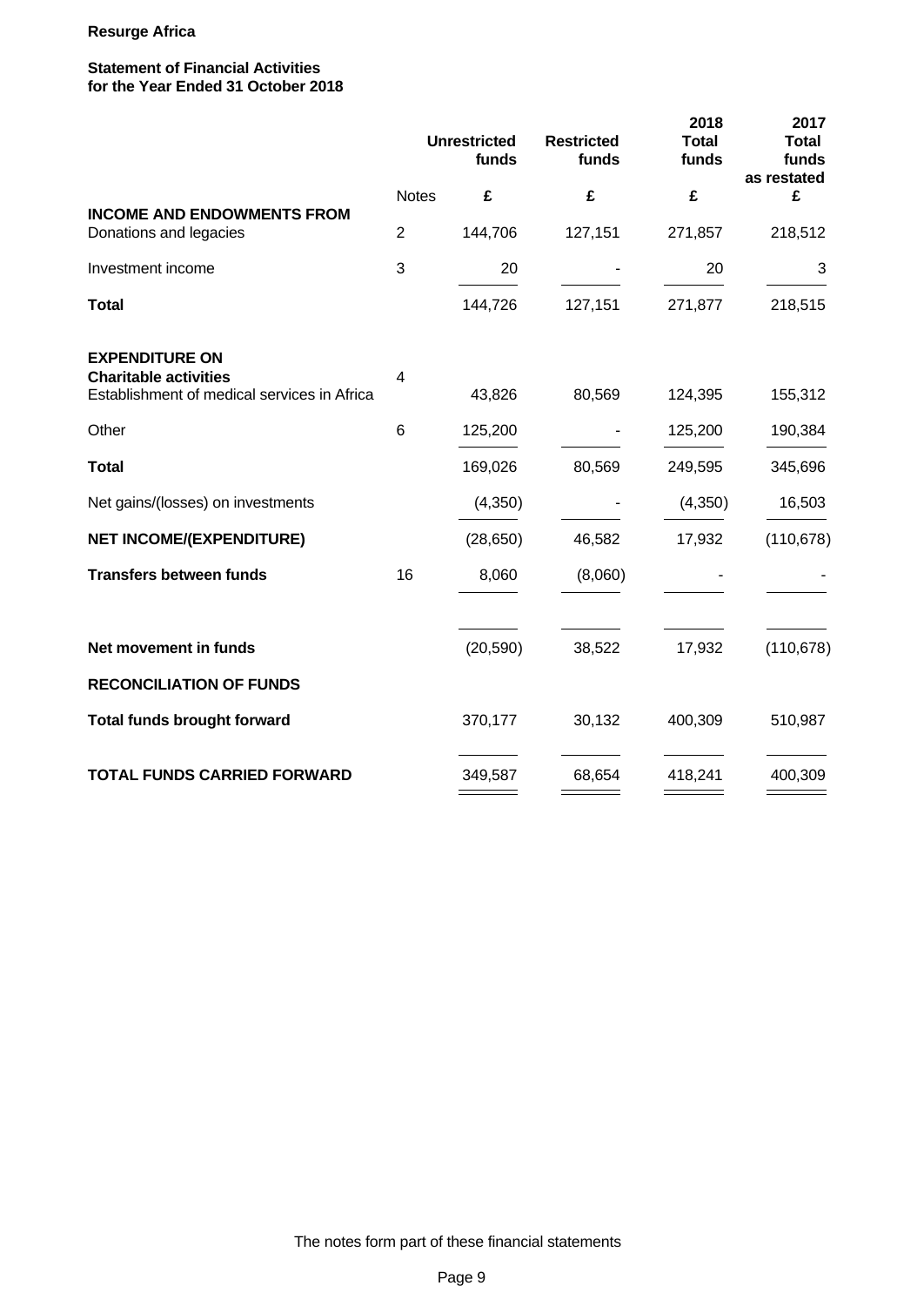**Resurge Africa**

**Statement of Financial Activities**
**for the Year Ended 31 October 2018**

| | Notes | Unrestricted funds £ | Restricted funds £ | 2018 Total funds £ | 2017 Total funds as restated £ |
|---|---|---|---|---|---|
| **INCOME AND ENDOWMENTS FROM** | | | | | |
| Donations and legacies | 2 | 144,706 | 127,151 | 271,857 | 218,512 |
| Investment income | 3 | 20 | - | 20 | 3 |
| **Total** | | 144,726 | 127,151 | 271,877 | 218,515 |
| **EXPENDITURE ON** | | | | | |
| **Charitable activities** | 4 | | | | |
| Establishment of medical services in Africa | | 43,826 | 80,569 | 124,395 | 155,312 |
| Other | 6 | 125,200 | - | 125,200 | 190,384 |
| **Total** | | 169,026 | 80,569 | 249,595 | 345,696 |
| Net gains/(losses) on investments | | (4,350) | - | (4,350) | 16,503 |
| **NET INCOME/(EXPENDITURE)** | | (28,650) | 46,582 | 17,932 | (110,678) |
| **Transfers between funds** | 16 | 8,060 | (8,060) | - | - |
| **Net movement in funds** | | (20,590) | 38,522 | 17,932 | (110,678) |
| **RECONCILIATION OF FUNDS** | | | | | |
| **Total funds brought forward** | | 370,177 | 30,132 | 400,309 | 510,987 |
| **TOTAL FUNDS CARRIED FORWARD** | | 349,587 | 68,654 | 418,241 | 400,309 |

The notes form part of these financial statements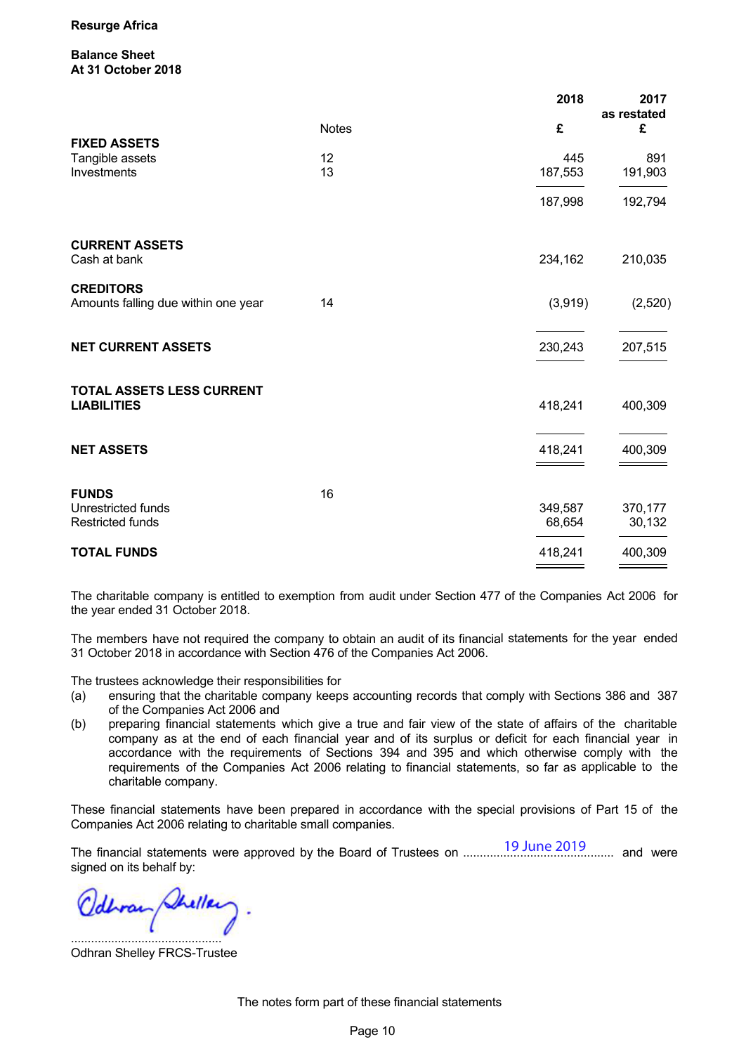**Resurge Africa**

**Balance Sheet**
**At 31 October 2018**

| | Notes | 2018 £ | 2017 as restated £ |
|---|---|---|---|
| **FIXED ASSETS** | | | |
| Tangible assets | 12 | 445 | 891 |
| Investments | 13 | 187,553 | 191,903 |
| | | 187,998 | 192,794 |
| **CURRENT ASSETS** | | | |
| Cash at bank | | 234,162 | 210,035 |
| **CREDITORS** | | | |
| Amounts falling due within one year | 14 | (3,919) | (2,520) |
| **NET CURRENT ASSETS** | | 230,243 | 207,515 |
| **TOTAL ASSETS LESS CURRENT LIABILITIES** | | 418,241 | 400,309 |
| **NET ASSETS** | | 418,241 | 400,309 |
| **FUNDS** | 16 | | |
| Unrestricted funds | | 349,587 | 370,177 |
| Restricted funds | | 68,654 | 30,132 |
| **TOTAL FUNDS** | | 418,241 | 400,309 |

The charitable company is entitled to exemption from audit under Section 477 of the Companies Act 2006 for the year ended 31 October 2018.

The members have not required the company to obtain an audit of its financial statements for the year ended 31 October 2018 in accordance with Section 476 of the Companies Act 2006.

The trustees acknowledge their responsibilities for

(a) ensuring that the charitable company keeps accounting records that comply with Sections 386 and 387 of the Companies Act 2006 and
(b) preparing financial statements which give a true and fair view of the state of affairs of the charitable company as at the end of each financial year and of its surplus or deficit for each financial year in accordance with the requirements of Sections 394 and 395 and which otherwise comply with the requirements of the Companies Act 2006 relating to financial statements, so far as applicable to the charitable company.

These financial statements have been prepared in accordance with the special provisions of Part 15 of the Companies Act 2006 relating to charitable small companies.

The financial statements were approved by the Board of Trustees on 19 June 2019 and were signed on its behalf by:

.............................................
Odhran Shelley FRCS-Trustee

The notes form part of these financial statements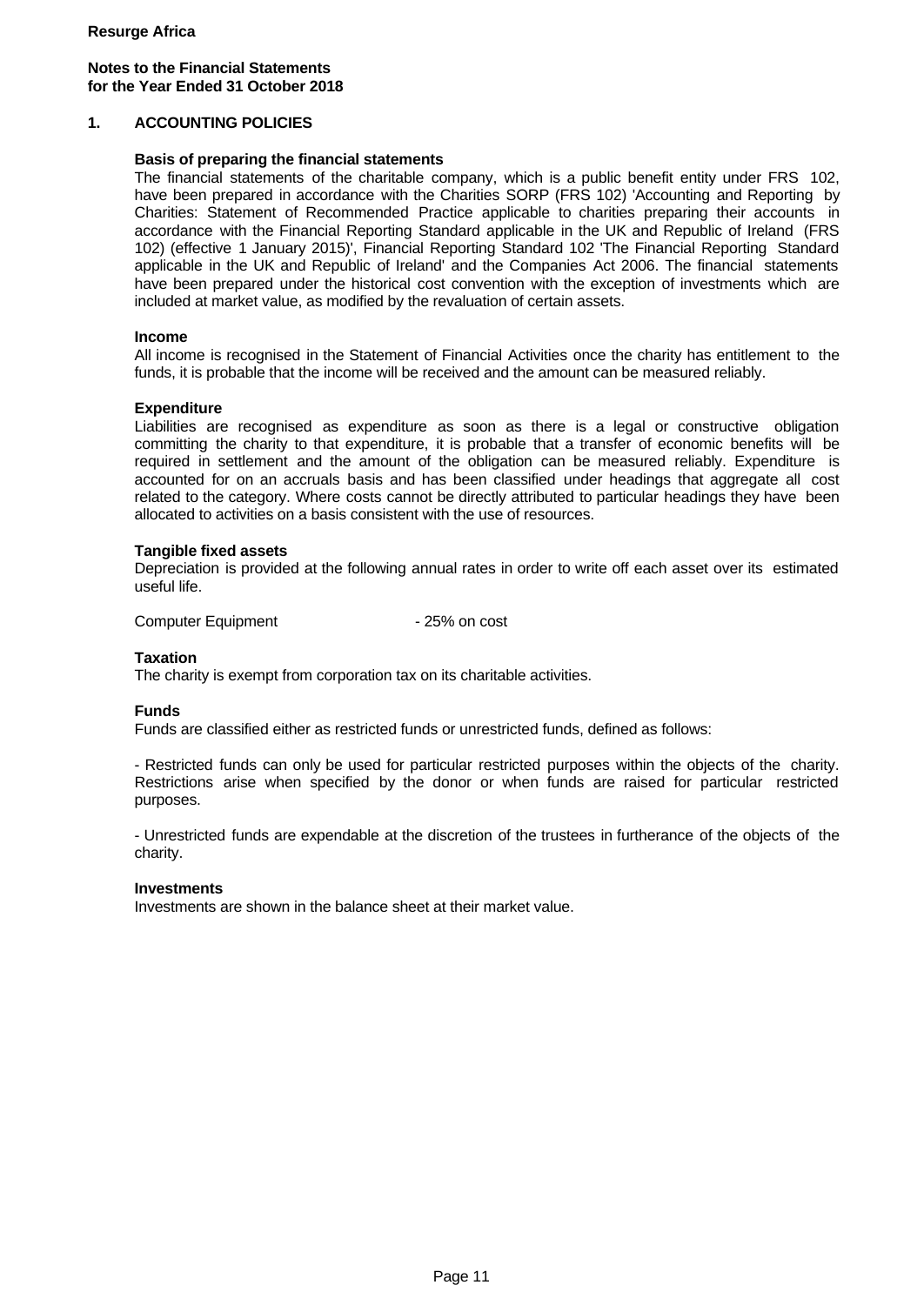Resurge Africa

Notes to the Financial Statements
for the Year Ended 31 October 2018

## 1. ACCOUNTING POLICIES

### Basis of preparing the financial statements

The financial statements of the charitable company, which is a public benefit entity under FRS 102, have been prepared in accordance with the Charities SORP (FRS 102) 'Accounting and Reporting by Charities: Statement of Recommended Practice applicable to charities preparing their accounts in accordance with the Financial Reporting Standard applicable in the UK and Republic of Ireland (FRS 102) (effective 1 January 2015)', Financial Reporting Standard 102 'The Financial Reporting Standard applicable in the UK and Republic of Ireland' and the Companies Act 2006. The financial statements have been prepared under the historical cost convention with the exception of investments which are included at market value, as modified by the revaluation of certain assets.

### Income

All income is recognised in the Statement of Financial Activities once the charity has entitlement to the funds, it is probable that the income will be received and the amount can be measured reliably.

### Expenditure

Liabilities are recognised as expenditure as soon as there is a legal or constructive obligation committing the charity to that expenditure, it is probable that a transfer of economic benefits will be required in settlement and the amount of the obligation can be measured reliably. Expenditure is accounted for on an accruals basis and has been classified under headings that aggregate all cost related to the category. Where costs cannot be directly attributed to particular headings they have been allocated to activities on a basis consistent with the use of resources.

### Tangible fixed assets

Depreciation is provided at the following annual rates in order to write off each asset over its estimated useful life.

Computer Equipment - 25% on cost

### Taxation

The charity is exempt from corporation tax on its charitable activities.

### Funds

Funds are classified either as restricted funds or unrestricted funds, defined as follows:

- Restricted funds can only be used for particular restricted purposes within the objects of the charity. Restrictions arise when specified by the donor or when funds are raised for particular restricted purposes.

- Unrestricted funds are expendable at the discretion of the trustees in furtherance of the objects of the charity.

### Investments

Investments are shown in the balance sheet at their market value.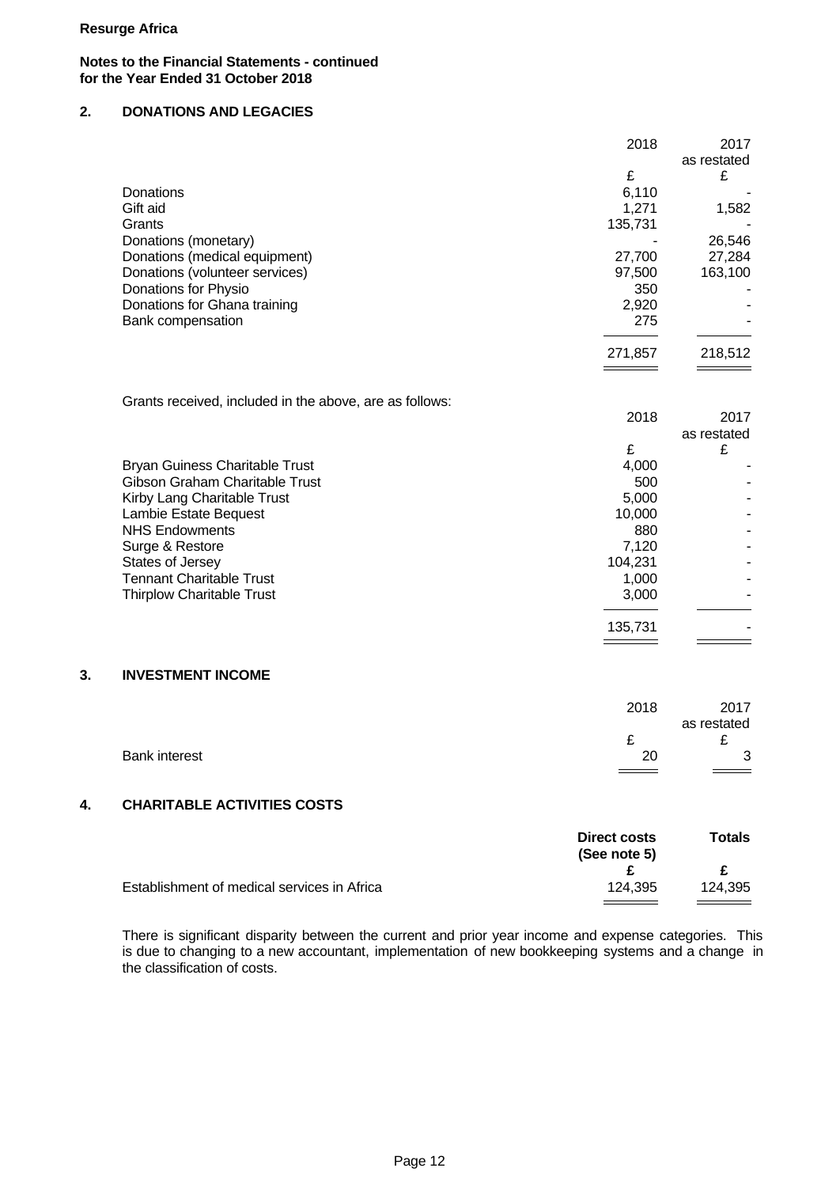**Resurge Africa**

**Notes to the Financial Statements - continued**
**for the Year Ended 31 October 2018**

## 2. DONATIONS AND LEGACIES

| | 2018 | 2017 as restated |
|---|---|---|
| | £ | £ |
| Donations | 6,110 | - |
| Gift aid | 1,271 | 1,582 |
| Grants | 135,731 | - |
| Donations (monetary) | - | 26,546 |
| Donations (medical equipment) | 27,700 | 27,284 |
| Donations (volunteer services) | 97,500 | 163,100 |
| Donations for Physio | 350 | - |
| Donations for Ghana training | 2,920 | - |
| Bank compensation | 275 | - |
| | 271,857 | 218,512 |

Grants received, included in the above, are as follows:

| | 2018 | 2017 as restated |
|---|---|---|
| | £ | £ |
| Bryan Guiness Charitable Trust | 4,000 | - |
| Gibson Graham Charitable Trust | 500 | - |
| Kirby Lang Charitable Trust | 5,000 | - |
| Lambie Estate Bequest | 10,000 | - |
| NHS Endowments | 880 | - |
| Surge & Restore | 7,120 | - |
| States of Jersey | 104,231 | - |
| Tennant Charitable Trust | 1,000 | - |
| Thirplow Charitable Trust | 3,000 | - |
| | 135,731 | - |

## 3. INVESTMENT INCOME

| | 2018 | 2017 as restated |
|---|---|---|
| | £ | £ |
| Bank interest | 20 | 3 |

## 4. CHARITABLE ACTIVITIES COSTS

| | **Direct costs (See note 5)** | **Totals** |
|---|---|---|
| | **£** | **£** |
| Establishment of medical services in Africa | 124,395 | 124,395 |

There is significant disparity between the current and prior year income and expense categories. This is due to changing to a new accountant, implementation of new bookkeeping systems and a change in the classification of costs.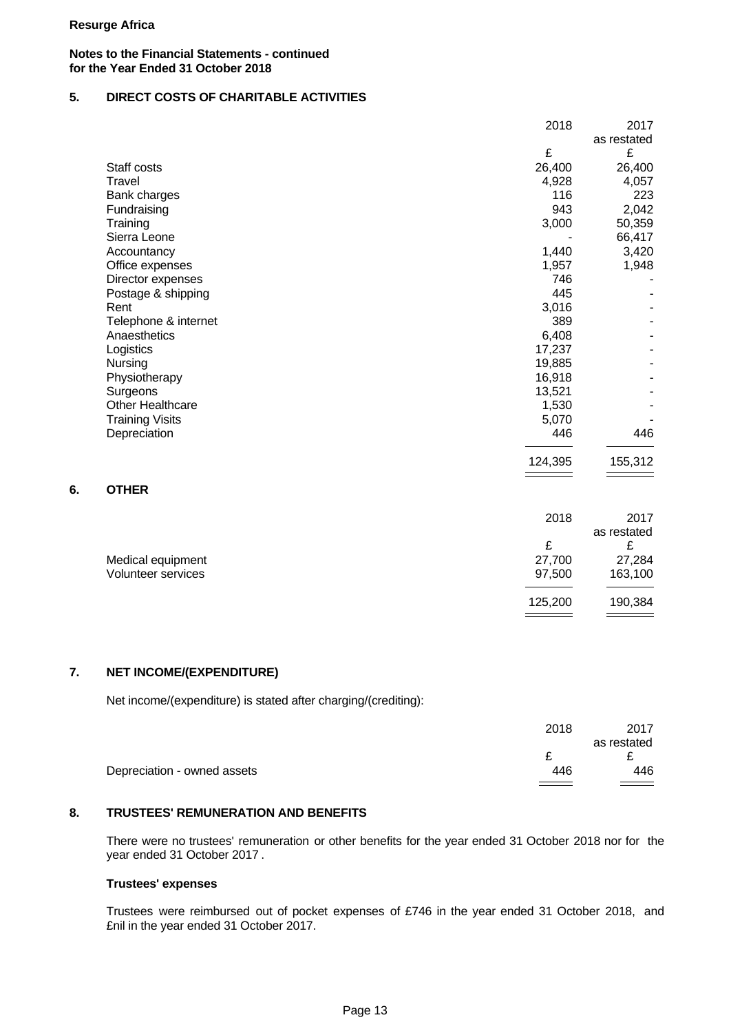**Resurge Africa**

**Notes to the Financial Statements - continued**
**for the Year Ended 31 October 2018**

## 5. DIRECT COSTS OF CHARITABLE ACTIVITIES

| | 2018 | 2017 as restated |
|---|---|---|
| | £ | £ |
| Staff costs | 26,400 | 26,400 |
| Travel | 4,928 | 4,057 |
| Bank charges | 116 | 223 |
| Fundraising | 943 | 2,042 |
| Training | 3,000 | 50,359 |
| Sierra Leone | - | 66,417 |
| Accountancy | 1,440 | 3,420 |
| Office expenses | 1,957 | 1,948 |
| Director expenses | 746 | - |
| Postage & shipping | 445 | - |
| Rent | 3,016 | - |
| Telephone & internet | 389 | - |
| Anaesthetics | 6,408 | - |
| Logistics | 17,237 | - |
| Nursing | 19,885 | - |
| Physiotherapy | 16,918 | - |
| Surgeons | 13,521 | - |
| Other Healthcare | 1,530 | - |
| Training Visits | 5,070 | - |
| Depreciation | 446 | 446 |
| | 124,395 | 155,312 |

## 6. OTHER

| | 2018 | 2017 as restated |
|---|---|---|
| | £ | £ |
| Medical equipment | 27,700 | 27,284 |
| Volunteer services | 97,500 | 163,100 |
| | 125,200 | 190,384 |

## 7. NET INCOME/(EXPENDITURE)

Net income/(expenditure) is stated after charging/(crediting):

| | 2018 | 2017 as restated |
|---|---|---|
| | £ | £ |
| Depreciation - owned assets | 446 | 446 |

## 8. TRUSTEES' REMUNERATION AND BENEFITS

There were no trustees' remuneration or other benefits for the year ended 31 October 2018 nor for the year ended 31 October 2017 .

### Trustees' expenses

Trustees were reimbursed out of pocket expenses of £746 in the year ended 31 October 2018, and £nil in the year ended 31 October 2017.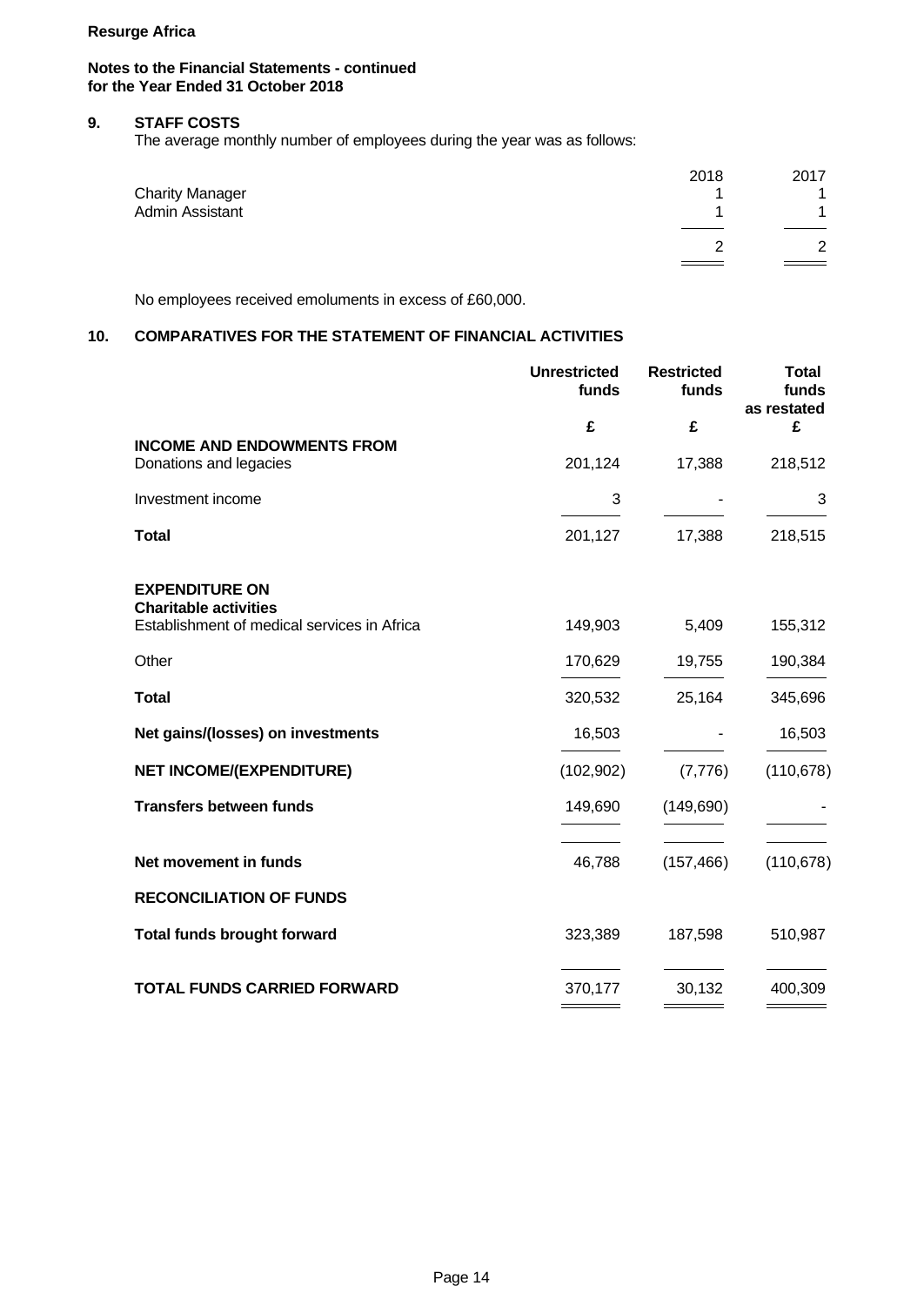**Resurge Africa**

**Notes to the Financial Statements - continued**
**for the Year Ended 31 October 2018**

## 9. STAFF COSTS

The average monthly number of employees during the year was as follows:

| | 2018 | 2017 |
|---|---|---|
| Charity Manager | 1 | 1 |
| Admin Assistant | 1 | 1 |
| | 2 | 2 |

No employees received emoluments in excess of £60,000.

## 10. COMPARATIVES FOR THE STATEMENT OF FINANCIAL ACTIVITIES

| | **Unrestricted funds** | **Restricted funds** | **Total funds as restated** |
|---|---|---|---|
| | **£** | **£** | **£** |
| **INCOME AND ENDOWMENTS FROM** | | | |
| Donations and legacies | 201,124 | 17,388 | 218,512 |
| Investment income | 3 | - | 3 |
| **Total** | 201,127 | 17,388 | 218,515 |
| **EXPENDITURE ON** | | | |
| **Charitable activities** | | | |
| Establishment of medical services in Africa | 149,903 | 5,409 | 155,312 |
| Other | 170,629 | 19,755 | 190,384 |
| **Total** | 320,532 | 25,164 | 345,696 |
| **Net gains/(losses) on investments** | 16,503 | - | 16,503 |
| **NET INCOME/(EXPENDITURE)** | (102,902) | (7,776) | (110,678) |
| **Transfers between funds** | 149,690 | (149,690) | - |
| **Net movement in funds** | 46,788 | (157,466) | (110,678) |
| **RECONCILIATION OF FUNDS** | | | |
| **Total funds brought forward** | 323,389 | 187,598 | 510,987 |
| **TOTAL FUNDS CARRIED FORWARD** | 370,177 | 30,132 | 400,309 |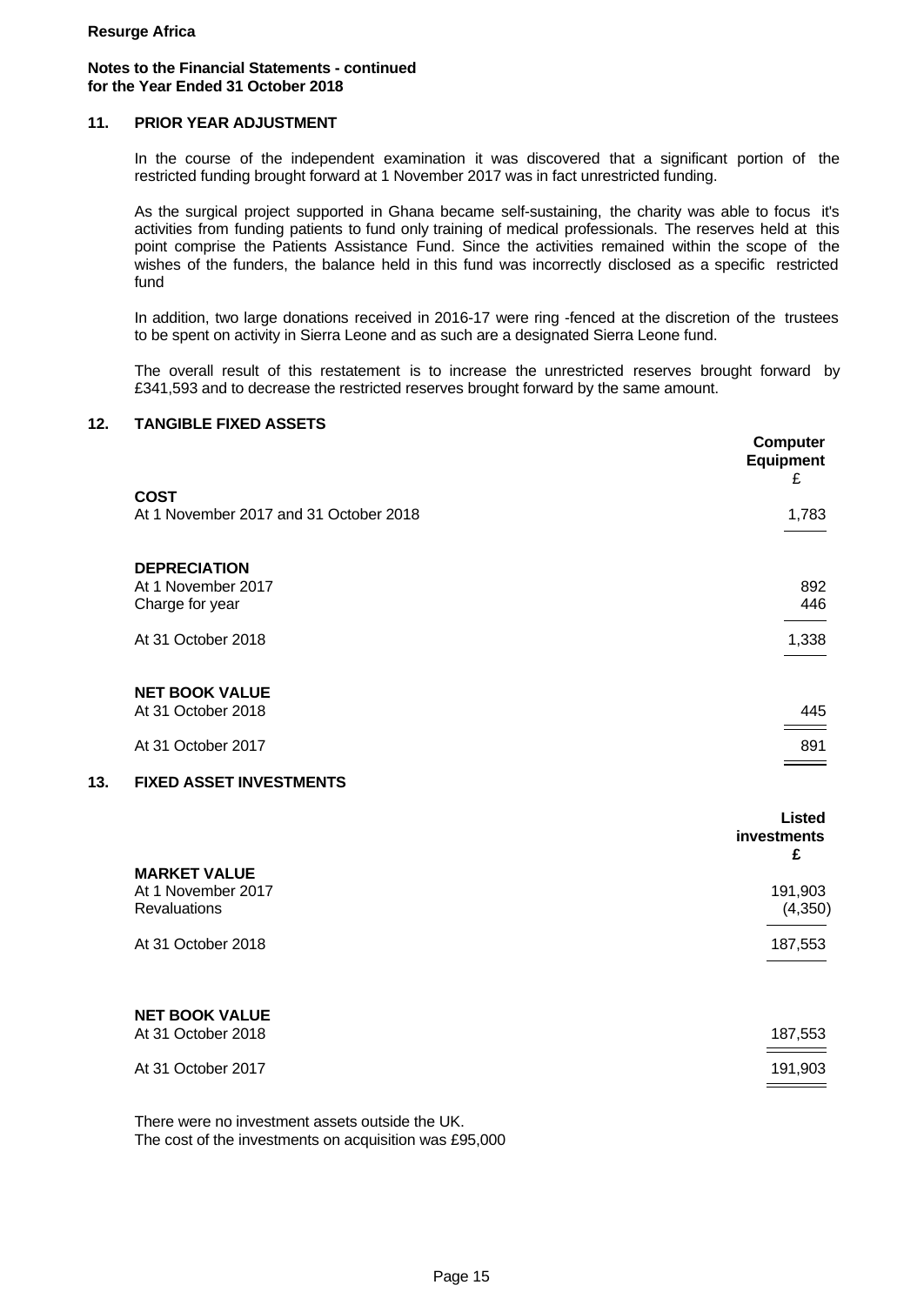**Resurge Africa**

**Notes to the Financial Statements - continued**
**for the Year Ended 31 October 2018**

## 11. PRIOR YEAR ADJUSTMENT

In the course of the independent examination it was discovered that a significant portion of the restricted funding brought forward at 1 November 2017 was in fact unrestricted funding.

As the surgical project supported in Ghana became self-sustaining, the charity was able to focus it's activities from funding patients to fund only training of medical professionals. The reserves held at this point comprise the Patients Assistance Fund. Since the activities remained within the scope of the wishes of the funders, the balance held in this fund was incorrectly disclosed as a specific restricted fund

In addition, two large donations received in 2016-17 were ring -fenced at the discretion of the trustees to be spent on activity in Sierra Leone and as such are a designated Sierra Leone fund.

The overall result of this restatement is to increase the unrestricted reserves brought forward by £341,593 and to decrease the restricted reserves brought forward by the same amount.

## 12. TANGIBLE FIXED ASSETS

| | Computer Equipment £ |
|---|---|
| **COST** | |
| At 1 November 2017 and 31 October 2018 | 1,783 |
| **DEPRECIATION** | |
| At 1 November 2017 | 892 |
| Charge for year | 446 |
| At 31 October 2018 | 1,338 |
| **NET BOOK VALUE** | |
| At 31 October 2018 | 445 |
| At 31 October 2017 | 891 |

## 13. FIXED ASSET INVESTMENTS

| | Listed investments £ |
|---|---|
| **MARKET VALUE** | |
| At 1 November 2017 | 191,903 |
| Revaluations | (4,350) |
| At 31 October 2018 | 187,553 |
| **NET BOOK VALUE** | |
| At 31 October 2018 | 187,553 |
| At 31 October 2017 | 191,903 |

There were no investment assets outside the UK.
The cost of the investments on acquisition was £95,000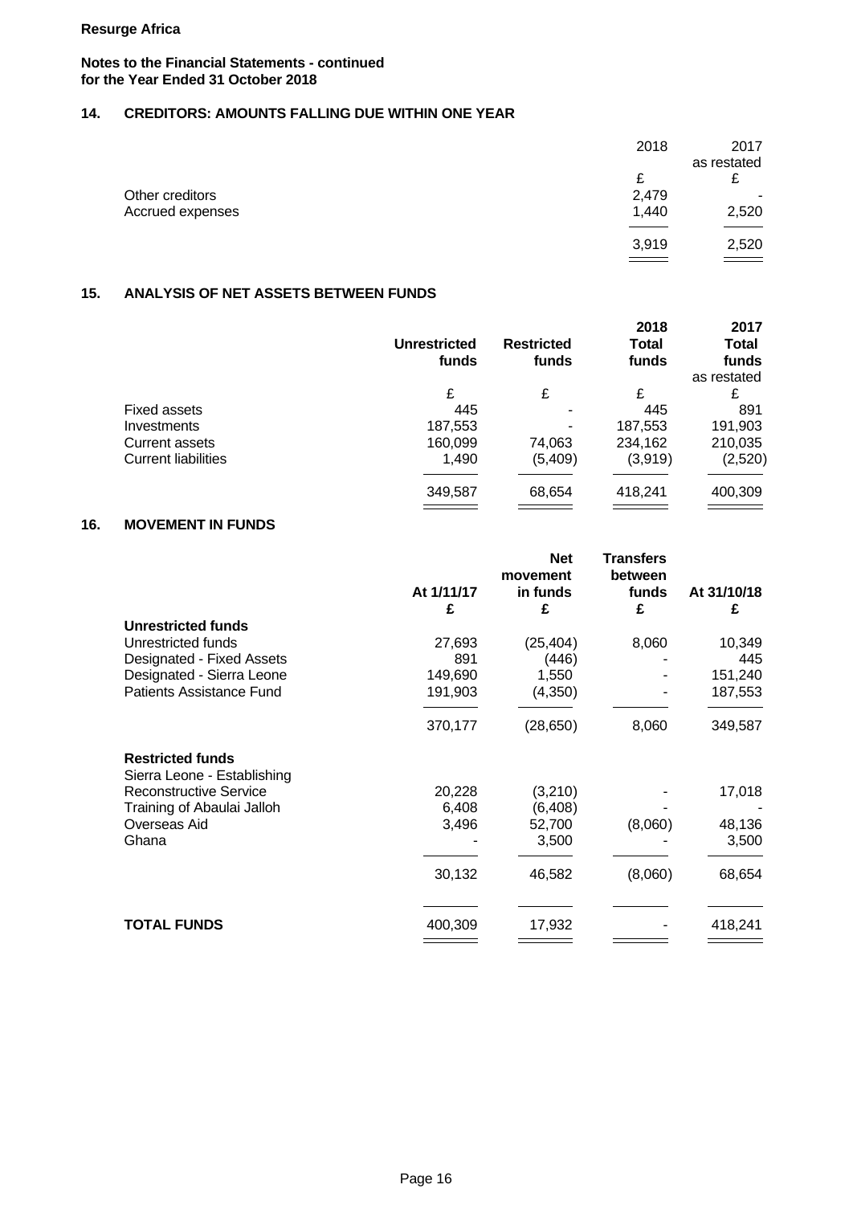**Resurge Africa**

**Notes to the Financial Statements - continued**
**for the Year Ended 31 October 2018**

## 14. CREDITORS: AMOUNTS FALLING DUE WITHIN ONE YEAR

| | 2018 | 2017 as restated |
|---|---|---|
| | £ | £ |
| Other creditors | 2,479 | - |
| Accrued expenses | 1,440 | 2,520 |
| | 3,919 | 2,520 |

## 15. ANALYSIS OF NET ASSETS BETWEEN FUNDS

| | Unrestricted funds | Restricted funds | 2018 Total funds | 2017 Total funds as restated |
|---|---|---|---|---|
| | £ | £ | £ | £ |
| Fixed assets | 445 | - | 445 | 891 |
| Investments | 187,553 | - | 187,553 | 191,903 |
| Current assets | 160,099 | 74,063 | 234,162 | 210,035 |
| Current liabilities | 1,490 | (5,409) | (3,919) | (2,520) |
| | 349,587 | 68,654 | 418,241 | 400,309 |

## 16. MOVEMENT IN FUNDS

| | At 1/11/17 | Net movement in funds | Transfers between funds | At 31/10/18 |
|---|---|---|---|---|
| | £ | £ | £ | £ |
| **Unrestricted funds** | | | | |
| Unrestricted funds | 27,693 | (25,404) | 8,060 | 10,349 |
| Designated - Fixed Assets | 891 | (446) | - | 445 |
| Designated - Sierra Leone | 149,690 | 1,550 | - | 151,240 |
| Patients Assistance Fund | 191,903 | (4,350) | - | 187,553 |
| | 370,177 | (28,650) | 8,060 | 349,587 |
| **Restricted funds** | | | | |
| Sierra Leone - Establishing Reconstructive Service | 20,228 | (3,210) | - | 17,018 |
| Training of Abaulai Jalloh | 6,408 | (6,408) | - | - |
| Overseas Aid | 3,496 | 52,700 | (8,060) | 48,136 |
| Ghana | - | 3,500 | - | 3,500 |
| | 30,132 | 46,582 | (8,060) | 68,654 |
| **TOTAL FUNDS** | 400,309 | 17,932 | - | 418,241 |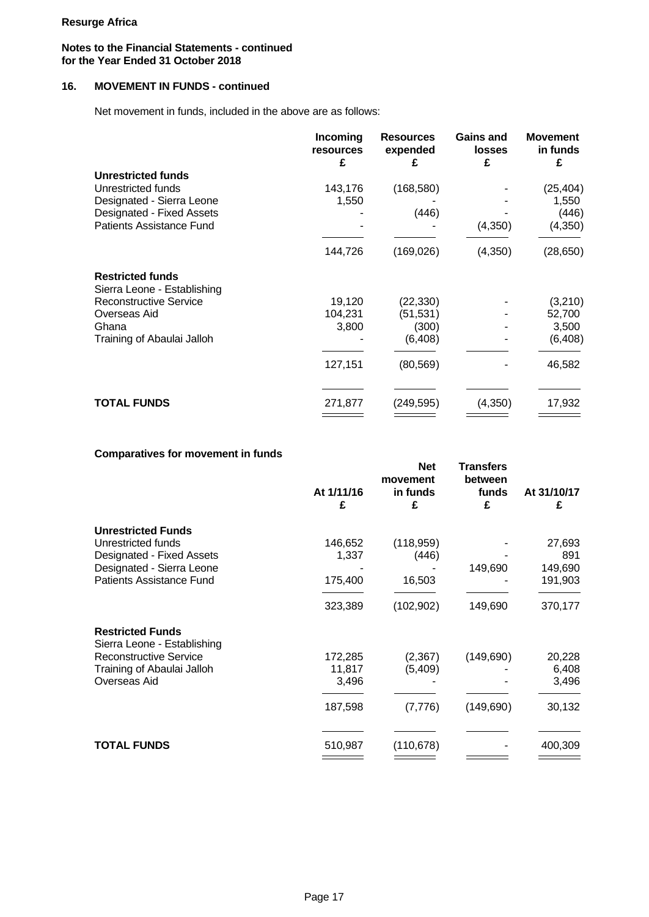**Resurge Africa**

**Notes to the Financial Statements - continued**
**for the Year Ended 31 October 2018**

## 16. MOVEMENT IN FUNDS - continued

Net movement in funds, included in the above are as follows:

| | Incoming resources £ | Resources expended £ | Gains and losses £ | Movement in funds £ |
|---|---|---|---|---|
| **Unrestricted funds** | | | | |
| Unrestricted funds | 143,176 | (168,580) | - | (25,404) |
| Designated - Sierra Leone | 1,550 | - | - | 1,550 |
| Designated - Fixed Assets | - | (446) | - | (446) |
| Patients Assistance Fund | - | - | (4,350) | (4,350) |
| | 144,726 | (169,026) | (4,350) | (28,650) |
| **Restricted funds** | | | | |
| Sierra Leone - Establishing Reconstructive Service | 19,120 | (22,330) | - | (3,210) |
| Overseas Aid | 104,231 | (51,531) | - | 52,700 |
| Ghana | 3,800 | (300) | - | 3,500 |
| Training of Abaulai Jalloh | - | (6,408) | - | (6,408) |
| | 127,151 | (80,569) | - | 46,582 |
| **TOTAL FUNDS** | 271,877 | (249,595) | (4,350) | 17,932 |

**Comparatives for movement in funds**

| | At 1/11/16 £ | Net movement in funds £ | Transfers between funds £ | At 31/10/17 £ |
|---|---|---|---|---|
| **Unrestricted Funds** | | | | |
| Unrestricted funds | 146,652 | (118,959) | - | 27,693 |
| Designated - Fixed Assets | 1,337 | (446) | - | 891 |
| Designated - Sierra Leone | - | - | 149,690 | 149,690 |
| Patients Assistance Fund | 175,400 | 16,503 | - | 191,903 |
| | 323,389 | (102,902) | 149,690 | 370,177 |
| **Restricted Funds** | | | | |
| Sierra Leone - Establishing Reconstructive Service | 172,285 | (2,367) | (149,690) | 20,228 |
| Training of Abaulai Jalloh | 11,817 | (5,409) | - | 6,408 |
| Overseas Aid | 3,496 | - | - | 3,496 |
| | 187,598 | (7,776) | (149,690) | 30,132 |
| **TOTAL FUNDS** | 510,987 | (110,678) | - | 400,309 |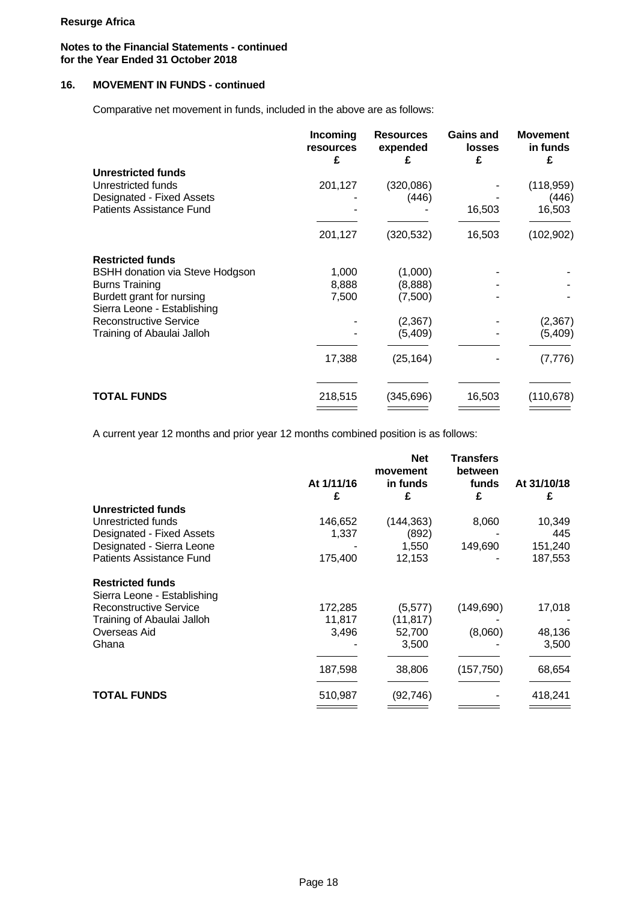**Resurge Africa**

**Notes to the Financial Statements - continued**
**for the Year Ended 31 October 2018**

## 16. MOVEMENT IN FUNDS - continued

Comparative net movement in funds, included in the above are as follows:

| | Incoming resources £ | Resources expended £ | Gains and losses £ | Movement in funds £ |
|---|---|---|---|---|
| **Unrestricted funds** | | | | |
| Unrestricted funds | 201,127 | (320,086) | - | (118,959) |
| Designated - Fixed Assets | - | (446) | - | (446) |
| Patients Assistance Fund | - | - | 16,503 | 16,503 |
| | 201,127 | (320,532) | 16,503 | (102,902) |
| **Restricted funds** | | | | |
| BSHH donation via Steve Hodgson | 1,000 | (1,000) | - | - |
| Burns Training | 8,888 | (8,888) | - | - |
| Burdett grant for nursing | 7,500 | (7,500) | - | - |
| Sierra Leone - Establishing Reconstructive Service | - | (2,367) | - | (2,367) |
| Training of Abaulai Jalloh | - | (5,409) | - | (5,409) |
| | 17,388 | (25,164) | - | (7,776) |
| **TOTAL FUNDS** | 218,515 | (345,696) | 16,503 | (110,678) |

A current year 12 months and prior year 12 months combined position is as follows:

| | At 1/11/16 £ | Net movement in funds £ | Transfers between funds £ | At 31/10/18 £ |
|---|---|---|---|---|
| **Unrestricted funds** | | | | |
| Unrestricted funds | 146,652 | (144,363) | 8,060 | 10,349 |
| Designated - Fixed Assets | 1,337 | (892) | - | 445 |
| Designated - Sierra Leone | - | 1,550 | 149,690 | 151,240 |
| Patients Assistance Fund | 175,400 | 12,153 | - | 187,553 |
| **Restricted funds** | | | | |
| Sierra Leone - Establishing Reconstructive Service | 172,285 | (5,577) | (149,690) | 17,018 |
| Training of Abaulai Jalloh | 11,817 | (11,817) | - | - |
| Overseas Aid | 3,496 | 52,700 | (8,060) | 48,136 |
| Ghana | - | 3,500 | - | 3,500 |
| | 187,598 | 38,806 | (157,750) | 68,654 |
| **TOTAL FUNDS** | 510,987 | (92,746) | - | 418,241 |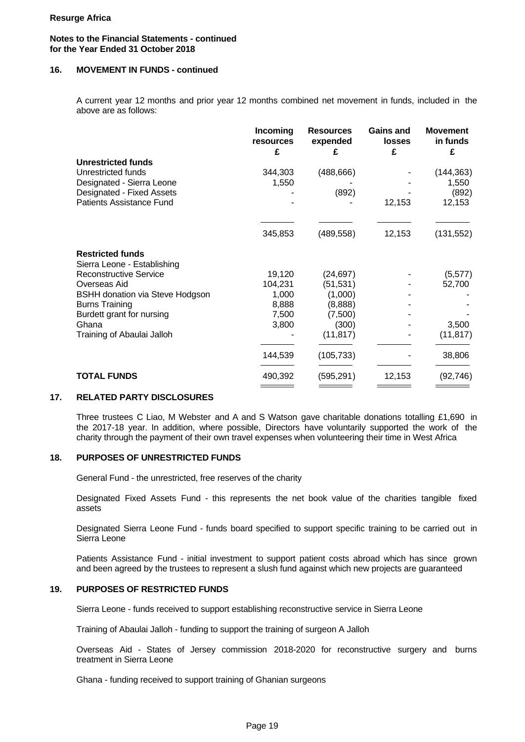## 16. MOVEMENT IN FUNDS - continued

A current year 12 months and prior year 12 months combined net movement in funds, included in the above are as follows:

| | Incoming resources £ | Resources expended £ | Gains and losses £ | Movement in funds £ |
|---|---|---|---|---|
| **Unrestricted funds** | | | | |
| Unrestricted funds | 344,303 | (488,666) | - | (144,363) |
| Designated - Sierra Leone | 1,550 | - | - | 1,550 |
| Designated - Fixed Assets | - | (892) | - | (892) |
| Patients Assistance Fund | - | - | 12,153 | 12,153 |
| | 345,853 | (489,558) | 12,153 | (131,552) |
| **Restricted funds** | | | | |
| Sierra Leone - Establishing Reconstructive Service | 19,120 | (24,697) | - | (5,577) |
| Overseas Aid | 104,231 | (51,531) | - | 52,700 |
| BSHH donation via Steve Hodgson | 1,000 | (1,000) | - | - |
| Burns Training | 8,888 | (8,888) | - | - |
| Burdett grant for nursing | 7,500 | (7,500) | - | - |
| Ghana | 3,800 | (300) | - | 3,500 |
| Training of Abaulai Jalloh | - | (11,817) | - | (11,817) |
| | 144,539 | (105,733) | - | 38,806 |
| **TOTAL FUNDS** | 490,392 | (595,291) | 12,153 | (92,746) |

## 17. RELATED PARTY DISCLOSURES

Three trustees C Liao, M Webster and A and S Watson gave charitable donations totalling £1,690 in the 2017-18 year. In addition, where possible, Directors have voluntarily supported the work of the charity through the payment of their own travel expenses when volunteering their time in West Africa

## 18. PURPOSES OF UNRESTRICTED FUNDS

General Fund - the unrestricted, free reserves of the charity

Designated Fixed Assets Fund - this represents the net book value of the charities tangible fixed assets

Designated Sierra Leone Fund - funds board specified to support specific training to be carried out in Sierra Leone

Patients Assistance Fund - initial investment to support patient costs abroad which has since grown and been agreed by the trustees to represent a slush fund against which new projects are guaranteed

## 19. PURPOSES OF RESTRICTED FUNDS

Sierra Leone - funds received to support establishing reconstructive service in Sierra Leone

Training of Abaulai Jalloh - funding to support the training of surgeon A Jalloh

Overseas Aid - States of Jersey commission 2018-2020 for reconstructive surgery and burns treatment in Sierra Leone

Ghana - funding received to support training of Ghanian surgeons